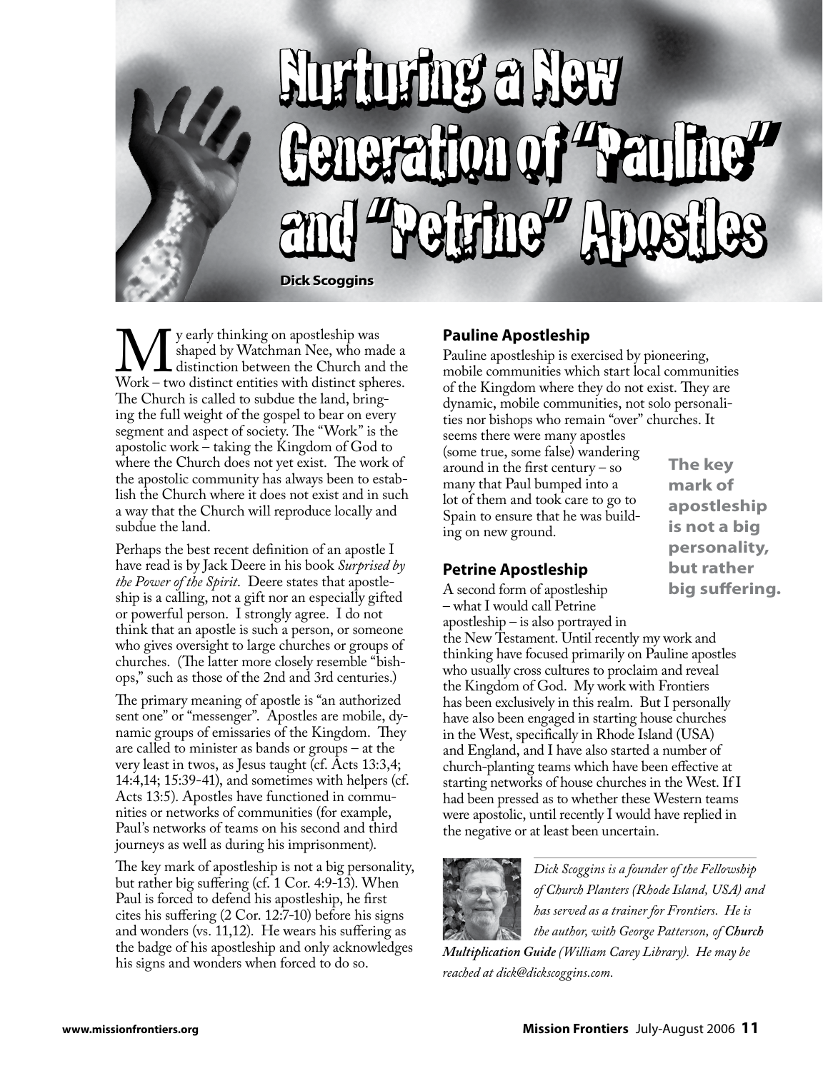# Nurturing a New Generation of "Pauline" and "Petrine" Apostles

**Dick Scoggins**

My early thinking on apostleship was shaped by Watchman Nee, who made a distinction between the Church and the Work – two distinct entities with distinct spheres. The Church is called to subdue the land, bringing the full weight of the gospel to bear on every segment and aspect of society. The "Work" is the apostolic work – taking the Kingdom of God to where the Church does not yet exist. The work of the apostolic community has always been to establish the Church where it does not exist and in such a way that the Church will reproduce locally and subdue the land.

Perhaps the best recent definition of an apostle I have read is by Jack Deere in his book *Surprised by the Power of the Spirit*. Deere states that apostleship is a calling, not a gift nor an especially gifted or powerful person. I strongly agree. I do not think that an apostle is such a person, or someone who gives oversight to large churches or groups of churches. (The latter more closely resemble "bishops," such as those of the 2nd and 3rd centuries.)

The primary meaning of apostle is "an authorized sent one" or "messenger". Apostles are mobile, dynamic groups of emissaries of the Kingdom. They are called to minister as bands or groups – at the very least in twos, as Jesus taught (cf. Acts 13:3,4; 14:4,14; 15:39-41), and sometimes with helpers (cf. Acts 13:5). Apostles have functioned in communities or networks of communities (for example, Paul's networks of teams on his second and third journeys as well as during his imprisonment).

The key mark of apostleship is not a big personality, but rather big suffering (cf. 1 Cor. 4:9-13). When Paul is forced to defend his apostleship, he first cites his suffering (2 Cor. 12:7-10) before his signs and wonders (vs. 11,12). He wears his suffering as the badge of his apostleship and only acknowledges his signs and wonders when forced to do so.

## Pauline Apostleship

Pauline apostleship is exercised by pioneering, mobile communities which start local communities of the Kingdom where they do not exist. They are dynamic, mobile communities, not solo personalities nor bishops who remain "over" churches. It seems there were many apostles (some true, some false) wandering around in the first century – so many that Paul bumped into a lot of them and took care to go to Spain to ensure that he was building on new ground.

**The key mark of apostleship is not a big personality, but rather big suffering.**

## Petrine Apostleship

A second form of apostleship – what I would call Petrine apostleship – is also portrayed in the New Testament. Until recently my work and thinking have focused primarily on Pauline apostles who usually cross cultures to proclaim and reveal the Kingdom of God. My work with Frontiers has been exclusively in this realm. But I personally have also been engaged in starting house churches in the West, specifically in Rhode Island (USA) and England, and I have also started a number of church-planting teams which have been effective at starting networks of house churches in the West. If I had been pressed as to whether these Western teams were apostolic, until recently I would have replied in the negative or at least been uncertain.

*Dick Scoggins is a founder of the Fellowship of Church Planters (Rhode Island, USA) and has served as a trainer for Frontiers. He is the author, with George Patterson, of **Church Multiplication Guide** (William Carey Library). He may be reached at dick@dickscoggins.com.*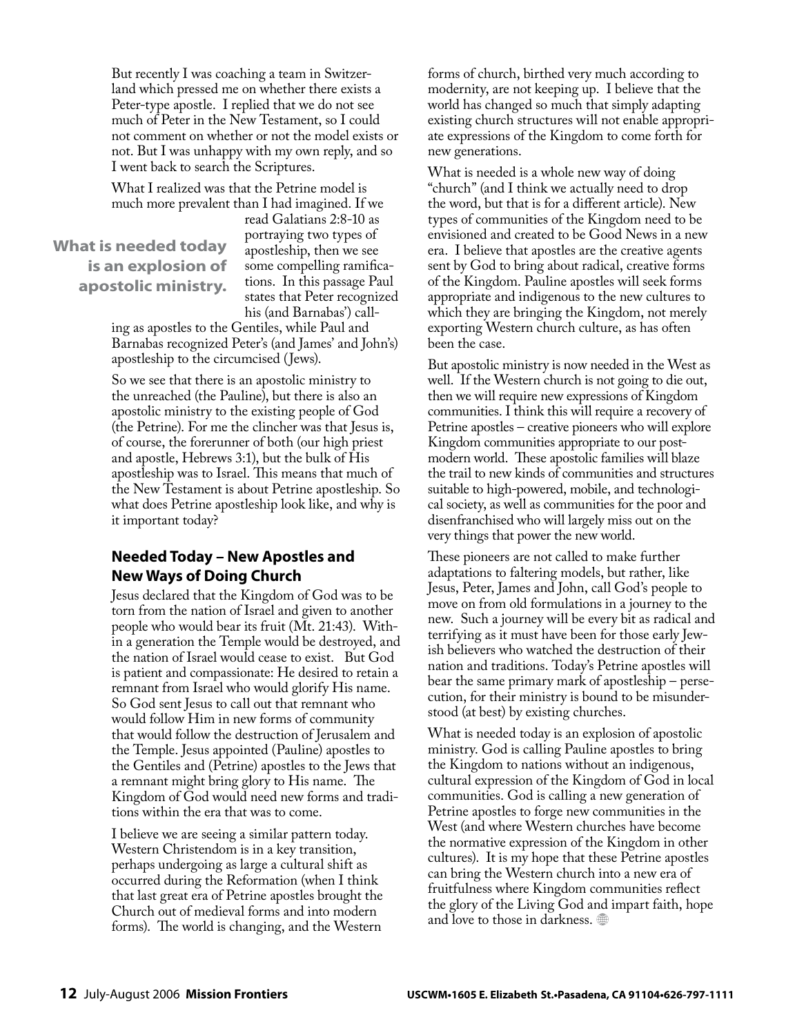But recently I was coaching a team in Switzerland which pressed me on whether there exists a Peter-type apostle. I replied that we do not see much of Peter in the New Testament, so I could not comment on whether or not the model exists or not. But I was unhappy with my own reply, and so I went back to search the Scriptures.

What I realized was that the Petrine model is much more prevalent than I had imagined. If we read Galatians 2:8-10 as portraying two types of apostleship, then we see some compelling ramifications. In this passage Paul states that Peter recognized his (and Barnabas') calling as apostles to the Gentiles, while Paul and Barnabas recognized Peter's (and James' and John's) apostleship to the circumcised (Jews).

**What is needed today is an explosion of apostolic ministry.**

So we see that there is an apostolic ministry to the unreached (the Pauline), but there is also an apostolic ministry to the existing people of God (the Petrine). For me the clincher was that Jesus is, of course, the forerunner of both (our high priest and apostle, Hebrews 3:1), but the bulk of His apostleship was to Israel. This means that much of the New Testament is about Petrine apostleship. So what does Petrine apostleship look like, and why is it important today?

### Needed Today – New Apostles and New Ways of Doing Church

Jesus declared that the Kingdom of God was to be torn from the nation of Israel and given to another people who would bear its fruit (Mt. 21:43). Within a generation the Temple would be destroyed, and the nation of Israel would cease to exist. But God is patient and compassionate: He desired to retain a remnant from Israel who would glorify His name. So God sent Jesus to call out that remnant who would follow Him in new forms of community that would follow the destruction of Jerusalem and the Temple. Jesus appointed (Pauline) apostles to the Gentiles and (Petrine) apostles to the Jews that a remnant might bring glory to His name. The Kingdom of God would need new forms and traditions within the era that was to come.

I believe we are seeing a similar pattern today. Western Christendom is in a key transition, perhaps undergoing as large a cultural shift as occurred during the Reformation (when I think that last great era of Petrine apostles brought the Church out of medieval forms and into modern forms). The world is changing, and the Western forms of church, birthed very much according to modernity, are not keeping up. I believe that the world has changed so much that simply adapting existing church structures will not enable appropriate expressions of the Kingdom to come forth for new generations.

What is needed is a whole new way of doing "church" (and I think we actually need to drop the word, but that is for a different article). New types of communities of the Kingdom need to be envisioned and created to be Good News in a new era. I believe that apostles are the creative agents sent by God to bring about radical, creative forms of the Kingdom. Pauline apostles will seek forms appropriate and indigenous to the new cultures to which they are bringing the Kingdom, not merely exporting Western church culture, as has often been the case.

But apostolic ministry is now needed in the West as well. If the Western church is not going to die out, then we will require new expressions of Kingdom communities. I think this will require a recovery of Petrine apostles – creative pioneers who will explore Kingdom communities appropriate to our postmodern world. These apostolic families will blaze the trail to new kinds of communities and structures suitable to high-powered, mobile, and technological society, as well as communities for the poor and disenfranchised who will largely miss out on the very things that power the new world.

These pioneers are not called to make further adaptations to faltering models, but rather, like Jesus, Peter, James and John, call God's people to move on from old formulations in a journey to the new. Such a journey will be every bit as radical and terrifying as it must have been for those early Jewish believers who watched the destruction of their nation and traditions. Today's Petrine apostles will bear the same primary mark of apostleship – persecution, for their ministry is bound to be misunderstood (at best) by existing churches.

What is needed today is an explosion of apostolic ministry. God is calling Pauline apostles to bring the Kingdom to nations without an indigenous, cultural expression of the Kingdom of God in local communities. God is calling a new generation of Petrine apostles to forge new communities in the West (and where Western churches have become the normative expression of the Kingdom in other cultures). It is my hope that these Petrine apostles can bring the Western church into a new era of fruitfulness where Kingdom communities reflect the glory of the Living God and impart faith, hope and love to those in darkness.